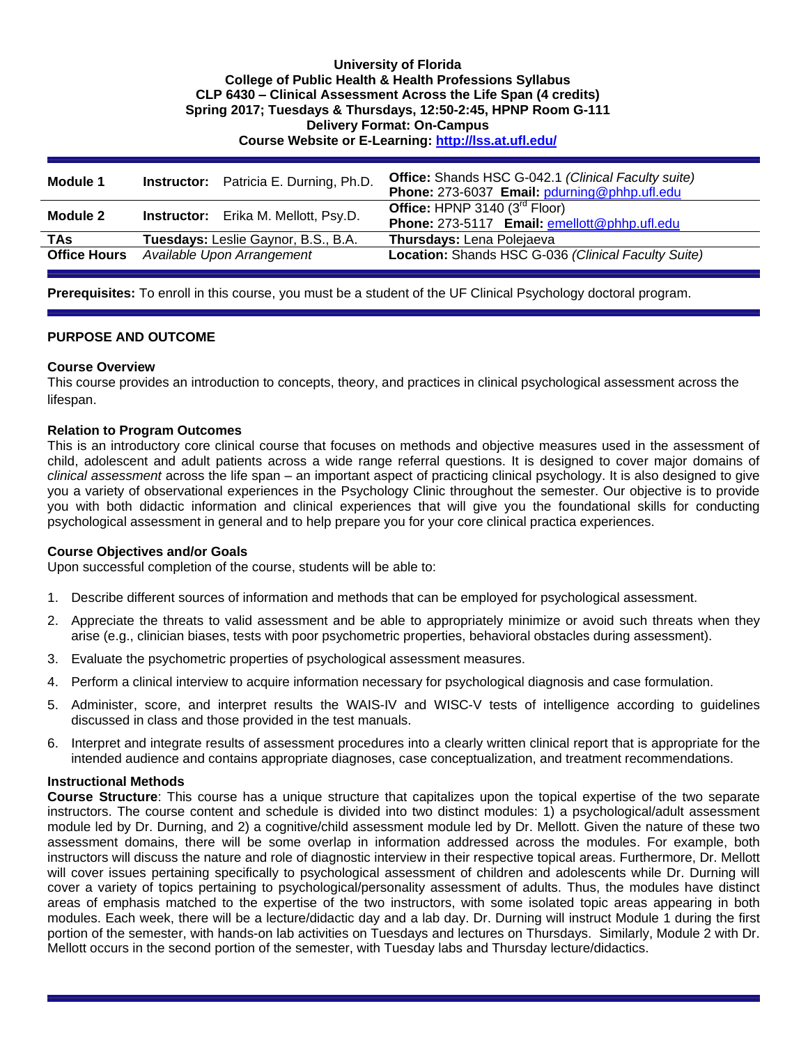**University of Florida**
**College of Public Health & Health Professions Syllabus**
**CLP 6430 – Clinical Assessment Across the Life Span (4 credits)**
**Spring 2017; Tuesdays & Thursdays, 12:50-2:45, HPNP Room G-111**
**Delivery Format: On-Campus**
**Course Website or E-Learning: http://lss.at.ufl.edu/**

| | | |
|---|---|---|
| **Module 1** | **Instructor:** Patricia E. Durning, Ph.D. | **Office:** Shands HSC G-042.1 *(Clinical Faculty suite)* **Phone:** 273-6037 **Email:** pdurning@phhp.ufl.edu |
| **Module 2** | **Instructor:** Erika M. Mellott, Psy.D. | **Office:** HPNP 3140 (3rd Floor) **Phone:** 273-5117 **Email:** emellott@phhp.ufl.edu |
| **TAs** | **Tuesdays:** Leslie Gaynor, B.S., B.A. | **Thursdays:** Lena Polejaeva |
| **Office Hours** | *Available Upon Arrangement* | **Location:** Shands HSC G-036 *(Clinical Faculty Suite)* |

**Prerequisites:** To enroll in this course, you must be a student of the UF Clinical Psychology doctoral program.

## PURPOSE AND OUTCOME

### Course Overview

This course provides an introduction to concepts, theory, and practices in clinical psychological assessment across the lifespan.

### Relation to Program Outcomes

This is an introductory core clinical course that focuses on methods and objective measures used in the assessment of child, adolescent and adult patients across a wide range referral questions. It is designed to cover major domains of *clinical assessment* across the life span – an important aspect of practicing clinical psychology. It is also designed to give you a variety of observational experiences in the Psychology Clinic throughout the semester. Our objective is to provide you with both didactic information and clinical experiences that will give you the foundational skills for conducting psychological assessment in general and to help prepare you for your core clinical practica experiences.

### Course Objectives and/or Goals

Upon successful completion of the course, students will be able to:

1. Describe different sources of information and methods that can be employed for psychological assessment.
2. Appreciate the threats to valid assessment and be able to appropriately minimize or avoid such threats when they arise (e.g., clinician biases, tests with poor psychometric properties, behavioral obstacles during assessment).
3. Evaluate the psychometric properties of psychological assessment measures.
4. Perform a clinical interview to acquire information necessary for psychological diagnosis and case formulation.
5. Administer, score, and interpret results the WAIS-IV and WISC-V tests of intelligence according to guidelines discussed in class and those provided in the test manuals.
6. Interpret and integrate results of assessment procedures into a clearly written clinical report that is appropriate for the intended audience and contains appropriate diagnoses, case conceptualization, and treatment recommendations.

### Instructional Methods

**Course Structure**: This course has a unique structure that capitalizes upon the topical expertise of the two separate instructors. The course content and schedule is divided into two distinct modules: 1) a psychological/adult assessment module led by Dr. Durning, and 2) a cognitive/child assessment module led by Dr. Mellott. Given the nature of these two assessment domains, there will be some overlap in information addressed across the modules. For example, both instructors will discuss the nature and role of diagnostic interview in their respective topical areas. Furthermore, Dr. Mellott will cover issues pertaining specifically to psychological assessment of children and adolescents while Dr. Durning will cover a variety of topics pertaining to psychological/personality assessment of adults. Thus, the modules have distinct areas of emphasis matched to the expertise of the two instructors, with some isolated topic areas appearing in both modules. Each week, there will be a lecture/didactic day and a lab day. Dr. Durning will instruct Module 1 during the first portion of the semester, with hands-on lab activities on Tuesdays and lectures on Thursdays. Similarly, Module 2 with Dr. Mellott occurs in the second portion of the semester, with Tuesday labs and Thursday lecture/didactics.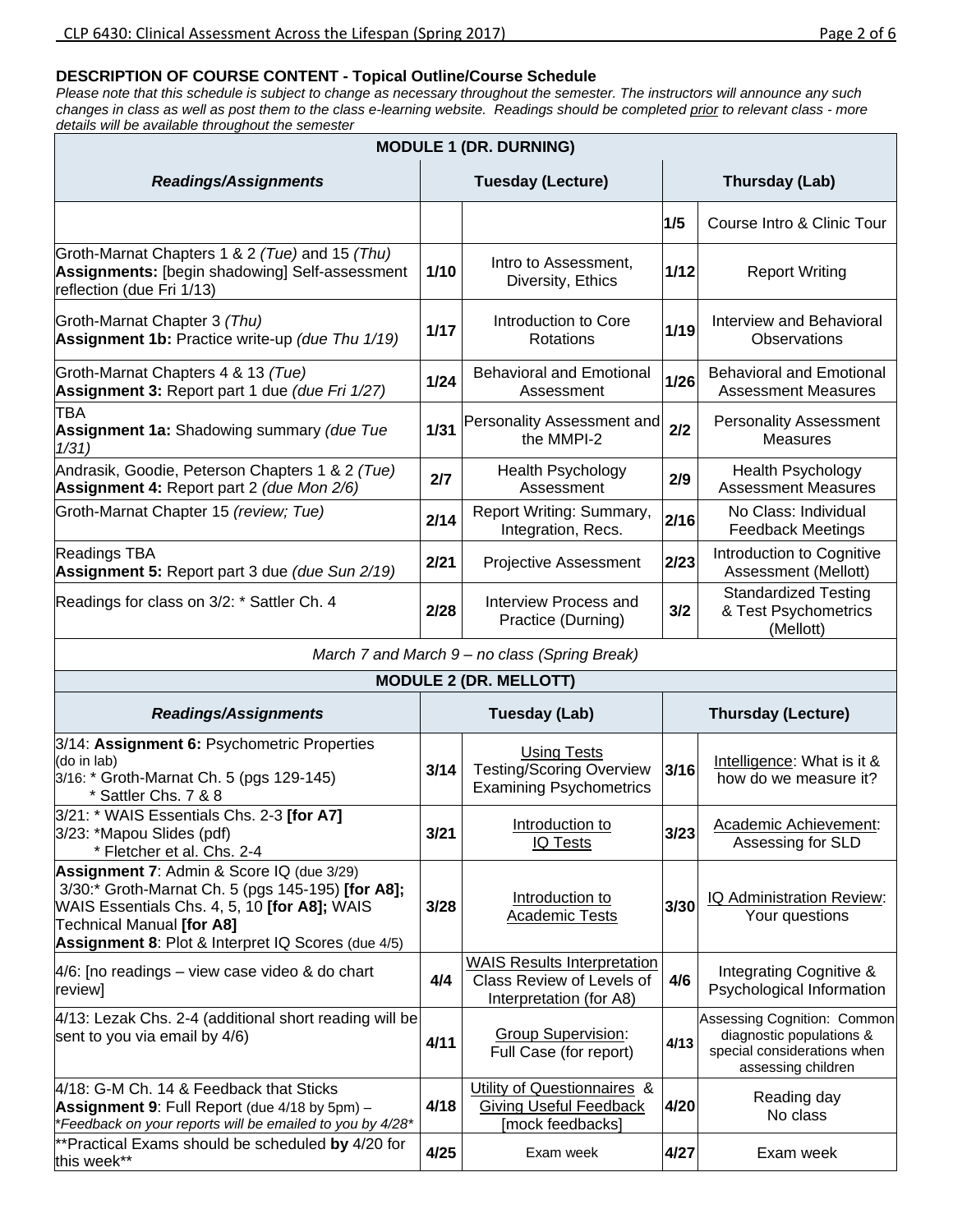**DESCRIPTION OF COURSE CONTENT - Topical Outline/Course Schedule**

*Please note that this schedule is subject to change as necessary throughout the semester. The instructors will announce any such changes in class as well as post them to the class e-learning website. Readings should be completed prior to relevant class - more details will be available throughout the semester*

| MODULE 1 (DR. DURNING) | | | | |
|---|---|---|---|---|
| ***Readings/Assignments*** | **Tuesday (Lecture)** | | **Thursday (Lab)** | |
| | | | 1/5 | Course Intro & Clinic Tour |
| Groth-Marnat Chapters 1 & 2 *(Tue)* and 15 *(Thu)* **Assignments:** [begin shadowing] Self-assessment reflection (due Fri 1/13) | 1/10 | Intro to Assessment, Diversity, Ethics | 1/12 | Report Writing |
| Groth-Marnat Chapter 3 *(Thu)* **Assignment 1b:** Practice write-up *(due Thu 1/19)* | 1/17 | Introduction to Core Rotations | 1/19 | Interview and Behavioral Observations |
| Groth-Marnat Chapters 4 & 13 *(Tue)* **Assignment 3:** Report part 1 due *(due Fri 1/27)* | 1/24 | Behavioral and Emotional Assessment | 1/26 | Behavioral and Emotional Assessment Measures |
| TBA **Assignment 1a:** Shadowing summary *(due Tue 1/31)* | 1/31 | Personality Assessment and the MMPI-2 | 2/2 | Personality Assessment Measures |
| Andrasik, Goodie, Peterson Chapters 1 & 2 *(Tue)* **Assignment 4:** Report part 2 *(due Mon 2/6)* | 2/7 | Health Psychology Assessment | 2/9 | Health Psychology Assessment Measures |
| Groth-Marnat Chapter 15 *(review; Tue)* | 2/14 | Report Writing: Summary, Integration, Recs. | 2/16 | No Class: Individual Feedback Meetings |
| Readings TBA **Assignment 5:** Report part 3 due *(due Sun 2/19)* | 2/21 | Projective Assessment | 2/23 | Introduction to Cognitive Assessment (Mellott) |
| Readings for class on 3/2: * Sattler Ch. 4 | 2/28 | Interview Process and Practice (Durning) | 3/2 | Standardized Testing & Test Psychometrics (Mellott) |
| *March 7 and March 9 – no class (Spring Break)* | | | | |
| **MODULE 2 (DR. MELLOTT)** | | | | |
| ***Readings/Assignments*** | **Tuesday (Lab)** | | **Thursday (Lecture)** | |
| 3/14: **Assignment 6:** Psychometric Properties (do in lab) 3/16: * Groth-Marnat Ch. 5 (pgs 129-145) * Sattler Chs. 7 & 8 | 3/14 | Using Tests Testing/Scoring Overview Examining Psychometrics | 3/16 | Intelligence: What is it & how do we measure it? |
| 3/21: * WAIS Essentials Chs. 2-3 **[for A7]** 3/23: *Mapou Slides (pdf) * Fletcher et al. Chs. 2-4 | 3/21 | Introduction to IQ Tests | 3/23 | Academic Achievement: Assessing for SLD |
| **Assignment 7**: Admin & Score IQ (due 3/29) 3/30:* Groth-Marnat Ch. 5 (pgs 145-195) **[for A8];** WAIS Essentials Chs. 4, 5, 10 **[for A8];** WAIS Technical Manual **[for A8]** **Assignment 8**: Plot & Interpret IQ Scores (due 4/5) | 3/28 | Introduction to Academic Tests | 3/30 | IQ Administration Review: Your questions |
| 4/6: [no readings – view case video & do chart review] | 4/4 | WAIS Results Interpretation Class Review of Levels of Interpretation (for A8) | 4/6 | Integrating Cognitive & Psychological Information |
| 4/13: Lezak Chs. 2-4 (additional short reading will be sent to you via email by 4/6) | 4/11 | Group Supervision: Full Case (for report) | 4/13 | Assessing Cognition: Common diagnostic populations & special considerations when assessing children |
| 4/18: G-M Ch. 14 & Feedback that Sticks **Assignment 9**: Full Report (due 4/18 by 5pm) – *\*Feedback on your reports will be emailed to you by 4/28\** | 4/18 | Utility of Questionnaires & Giving Useful Feedback [mock feedbacks] | 4/20 | Reading day No class |
| **Practical Exams should be scheduled **by** 4/20 for this week** | 4/25 | Exam week | 4/27 | Exam week |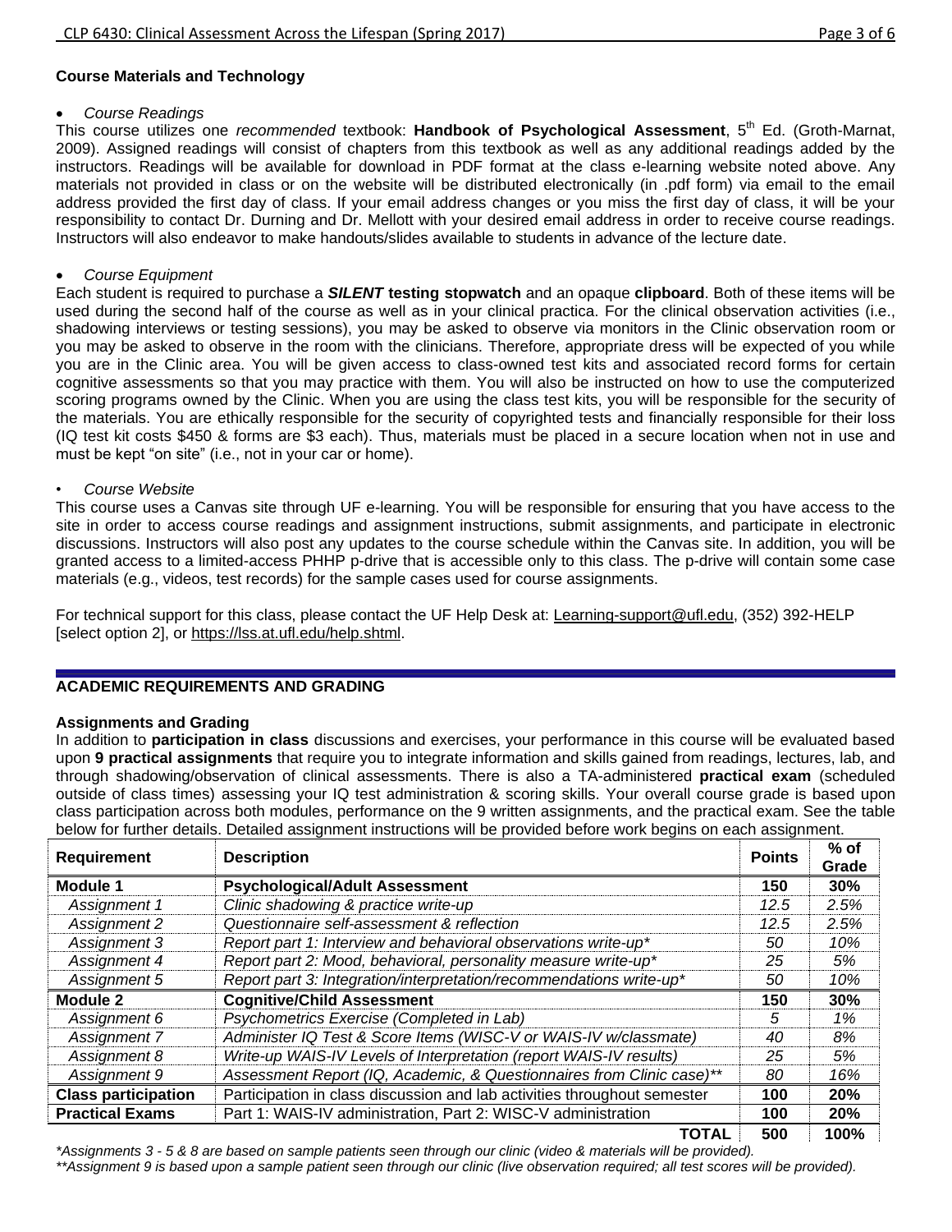### Course Materials and Technology

- *Course Readings*

This course utilizes one *recommended* textbook: **Handbook of Psychological Assessment**, 5th Ed. (Groth-Marnat, 2009). Assigned readings will consist of chapters from this textbook as well as any additional readings added by the instructors. Readings will be available for download in PDF format at the class e-learning website noted above. Any materials not provided in class or on the website will be distributed electronically (in .pdf form) via email to the email address provided the first day of class. If your email address changes or you miss the first day of class, it will be your responsibility to contact Dr. Durning and Dr. Mellott with your desired email address in order to receive course readings. Instructors will also endeavor to make handouts/slides available to students in advance of the lecture date.

- *Course Equipment*

Each student is required to purchase a ***SILENT*** **testing stopwatch** and an opaque **clipboard**. Both of these items will be used during the second half of the course as well as in your clinical practica. For the clinical observation activities (i.e., shadowing interviews or testing sessions), you may be asked to observe via monitors in the Clinic observation room or you may be asked to observe in the room with the clinicians. Therefore, appropriate dress will be expected of you while you are in the Clinic area. You will be given access to class-owned test kits and associated record forms for certain cognitive assessments so that you may practice with them. You will also be instructed on how to use the computerized scoring programs owned by the Clinic. When you are using the class test kits, you will be responsible for the security of the materials. You are ethically responsible for the security of copyrighted tests and financially responsible for their loss (IQ test kit costs $450 & forms are $3 each). Thus, materials must be placed in a secure location when not in use and must be kept "on site" (i.e., not in your car or home).

- *Course Website*

This course uses a Canvas site through UF e-learning. You will be responsible for ensuring that you have access to the site in order to access course readings and assignment instructions, submit assignments, and participate in electronic discussions. Instructors will also post any updates to the course schedule within the Canvas site. In addition, you will be granted access to a limited-access PHHP p-drive that is accessible only to this class. The p-drive will contain some case materials (e.g., videos, test records) for the sample cases used for course assignments.

For technical support for this class, please contact the UF Help Desk at: Learning-support@ufl.edu, (352) 392-HELP [select option 2], or https://lss.at.ufl.edu/help.shtml.

## ACADEMIC REQUIREMENTS AND GRADING

### Assignments and Grading

In addition to **participation in class** discussions and exercises, your performance in this course will be evaluated based upon **9 practical assignments** that require you to integrate information and skills gained from readings, lectures, lab, and through shadowing/observation of clinical assessments. There is also a TA-administered **practical exam** (scheduled outside of class times) assessing your IQ test administration & scoring skills. Your overall course grade is based upon class participation across both modules, performance on the 9 written assignments, and the practical exam. See the table below for further details. Detailed assignment instructions will be provided before work begins on each assignment.

| Requirement | Description | Points | % of Grade |
|---|---|---|---|
| **Module 1** | **Psychological/Adult Assessment** | **150** | **30%** |
| *Assignment 1* | *Clinic shadowing & practice write-up* | *12.5* | *2.5%* |
| *Assignment 2* | *Questionnaire self-assessment & reflection* | *12.5* | *2.5%* |
| *Assignment 3* | *Report part 1: Interview and behavioral observations write-up** | *50* | *10%* |
| *Assignment 4* | *Report part 2: Mood, behavioral, personality measure write-up** | *25* | *5%* |
| *Assignment 5* | *Report part 3: Integration/interpretation/recommendations write-up** | *50* | *10%* |
| **Module 2** | **Cognitive/Child Assessment** | **150** | **30%** |
| *Assignment 6* | *Psychometrics Exercise (Completed in Lab)* | *5* | *1%* |
| *Assignment 7* | *Administer IQ Test & Score Items (WISC-V or WAIS-IV w/classmate)* | *40* | *8%* |
| *Assignment 8* | *Write-up WAIS-IV Levels of Interpretation (report WAIS-IV results)* | *25* | *5%* |
| *Assignment 9* | *Assessment Report (IQ, Academic, & Questionnaires from Clinic case)*** | *80* | *16%* |
| **Class participation** | Participation in class discussion and lab activities throughout semester | **100** | **20%** |
| **Practical Exams** | Part 1: WAIS-IV administration, Part 2: WISC-V administration | **100** | **20%** |
| | **TOTAL** | **500** | **100%** |

*\*Assignments 3 - 5 & 8 are based on sample patients seen through our clinic (video & materials will be provided).*

*\*\*Assignment 9 is based upon a sample patient seen through our clinic (live observation required; all test scores will be provided).*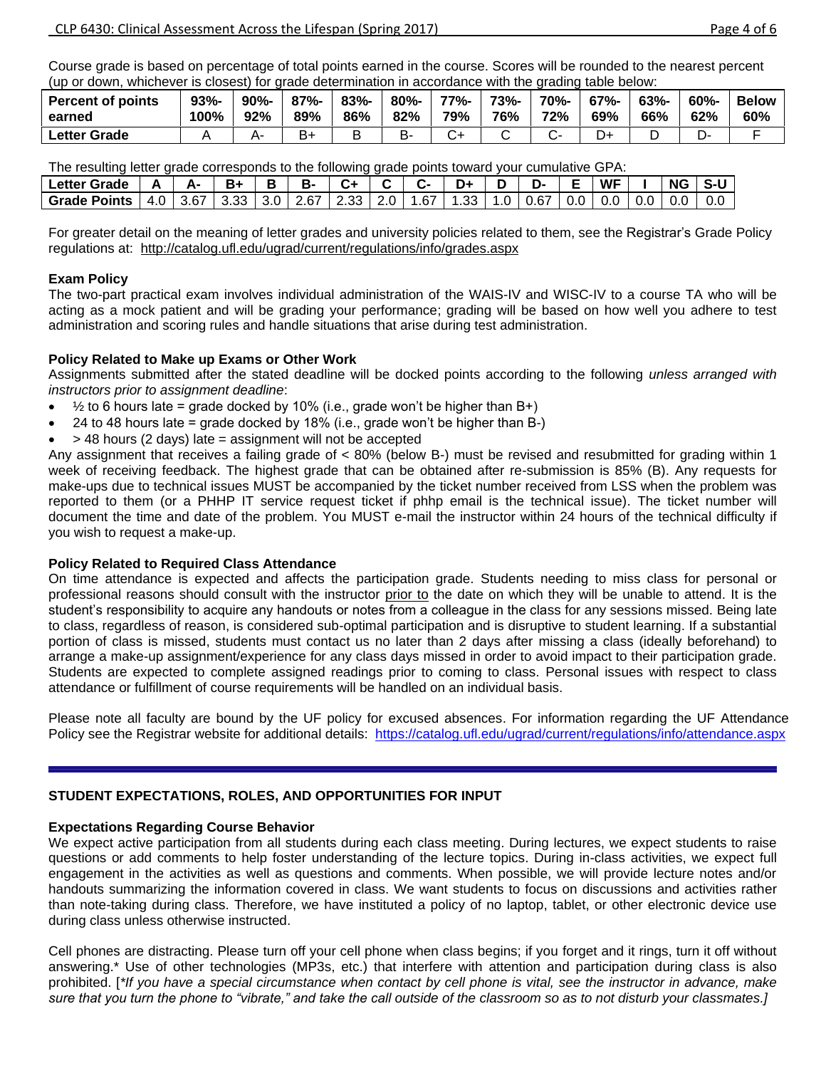Course grade is based on percentage of total points earned in the course. Scores will be rounded to the nearest percent (up or down, whichever is closest) for grade determination in accordance with the grading table below:

| Percent of points earned | 93%-100% | 90%-92% | 87%-89% | 83%-86% | 80%-82% | 77%-79% | 73%-76% | 70%-72% | 67%-69% | 63%-66% | 60%-62% | Below 60% |
|---|---|---|---|---|---|---|---|---|---|---|---|---|
| Letter Grade | A | A- | B+ | B | B- | C+ | C | C- | D+ | D | D- | F |

The resulting letter grade corresponds to the following grade points toward your cumulative GPA:

| Letter Grade | A | A- | B+ | B | B- | C+ | C | C- | D+ | D | D- | E | WF | I | NG | S-U |
|---|---|---|---|---|---|---|---|---|---|---|---|---|---|---|---|---|
| Grade Points | 4.0 | 3.67 | 3.33 | 3.0 | 2.67 | 2.33 | 2.0 | 1.67 | 1.33 | 1.0 | 0.67 | 0.0 | 0.0 | 0.0 | 0.0 | 0.0 |

For greater detail on the meaning of letter grades and university policies related to them, see the Registrar's Grade Policy regulations at: http://catalog.ufl.edu/ugrad/current/regulations/info/grades.aspx

**Exam Policy**

The two-part practical exam involves individual administration of the WAIS-IV and WISC-IV to a course TA who will be acting as a mock patient and will be grading your performance; grading will be based on how well you adhere to test administration and scoring rules and handle situations that arise during test administration.

**Policy Related to Make up Exams or Other Work**

Assignments submitted after the stated deadline will be docked points according to the following *unless arranged with instructors prior to assignment deadline*:

- ½ to 6 hours late = grade docked by 10% (i.e., grade won't be higher than B+)
- 24 to 48 hours late = grade docked by 18% (i.e., grade won't be higher than B-)
- > 48 hours (2 days) late = assignment will not be accepted

Any assignment that receives a failing grade of < 80% (below B-) must be revised and resubmitted for grading within 1 week of receiving feedback. The highest grade that can be obtained after re-submission is 85% (B). Any requests for make-ups due to technical issues MUST be accompanied by the ticket number received from LSS when the problem was reported to them (or a PHHP IT service request ticket if phhp email is the technical issue). The ticket number will document the time and date of the problem. You MUST e-mail the instructor within 24 hours of the technical difficulty if you wish to request a make-up.

**Policy Related to Required Class Attendance**

On time attendance is expected and affects the participation grade. Students needing to miss class for personal or professional reasons should consult with the instructor prior to the date on which they will be unable to attend. It is the student's responsibility to acquire any handouts or notes from a colleague in the class for any sessions missed. Being late to class, regardless of reason, is considered sub-optimal participation and is disruptive to student learning. If a substantial portion of class is missed, students must contact us no later than 2 days after missing a class (ideally beforehand) to arrange a make-up assignment/experience for any class days missed in order to avoid impact to their participation grade. Students are expected to complete assigned readings prior to coming to class. Personal issues with respect to class attendance or fulfillment of course requirements will be handled on an individual basis.

Please note all faculty are bound by the UF policy for excused absences. For information regarding the UF Attendance Policy see the Registrar website for additional details: https://catalog.ufl.edu/ugrad/current/regulations/info/attendance.aspx

## STUDENT EXPECTATIONS, ROLES, AND OPPORTUNITIES FOR INPUT

**Expectations Regarding Course Behavior**

We expect active participation from all students during each class meeting. During lectures, we expect students to raise questions or add comments to help foster understanding of the lecture topics. During in-class activities, we expect full engagement in the activities as well as questions and comments. When possible, we will provide lecture notes and/or handouts summarizing the information covered in class. We want students to focus on discussions and activities rather than note-taking during class. Therefore, we have instituted a policy of no laptop, tablet, or other electronic device use during class unless otherwise instructed.

Cell phones are distracting. Please turn off your cell phone when class begins; if you forget and it rings, turn it off without answering.* Use of other technologies (MP3s, etc.) that interfere with attention and participation during class is also prohibited. [*\*If you have a special circumstance when contact by cell phone is vital, see the instructor in advance, make sure that you turn the phone to "vibrate," and take the call outside of the classroom so as to not disturb your classmates.]*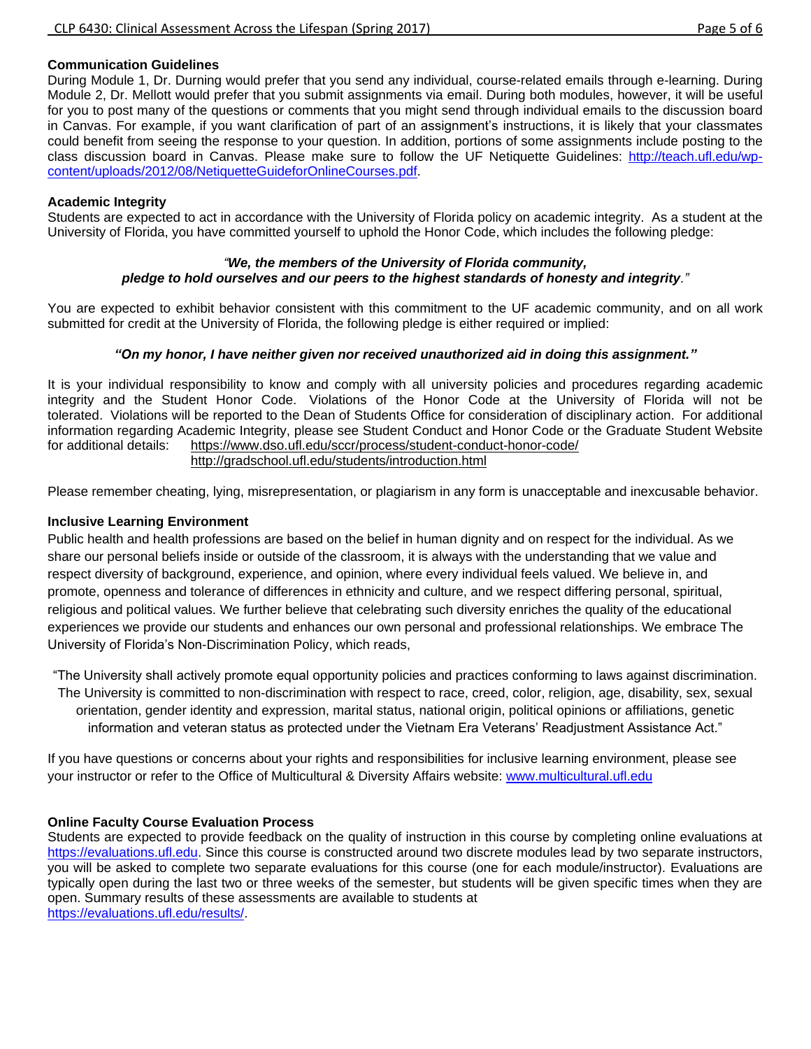**Communication Guidelines**

During Module 1, Dr. Durning would prefer that you send any individual, course-related emails through e-learning. During Module 2, Dr. Mellott would prefer that you submit assignments via email. During both modules, however, it will be useful for you to post many of the questions or comments that you might send through individual emails to the discussion board in Canvas. For example, if you want clarification of part of an assignment's instructions, it is likely that your classmates could benefit from seeing the response to your question. In addition, portions of some assignments include posting to the class discussion board in Canvas. Please make sure to follow the UF Netiquette Guidelines: [http://teach.ufl.edu/wp-content/uploads/2012/08/NetiquetteGuideforOnlineCourses.pdf](http://teach.ufl.edu/wp-content/uploads/2012/08/NetiquetteGuideforOnlineCourses.pdf).

**Academic Integrity**

Students are expected to act in accordance with the University of Florida policy on academic integrity. As a student at the University of Florida, you have committed yourself to uphold the Honor Code, which includes the following pledge:

> *"**We, the members of the University of Florida community, pledge to hold ourselves and our peers to the highest standards of honesty and integrity**."*

You are expected to exhibit behavior consistent with this commitment to the UF academic community, and on all work submitted for credit at the University of Florida, the following pledge is either required or implied:

> ***"On my honor, I have neither given nor received unauthorized aid in doing this assignment."***

It is your individual responsibility to know and comply with all university policies and procedures regarding academic integrity and the Student Honor Code. Violations of the Honor Code at the University of Florida will not be tolerated. Violations will be reported to the Dean of Students Office for consideration of disciplinary action. For additional information regarding Academic Integrity, please see Student Conduct and Honor Code or the Graduate Student Website for additional details: [https://www.dso.ufl.edu/sccr/process/student-conduct-honor-code/](https://www.dso.ufl.edu/sccr/process/student-conduct-honor-code/)
[http://gradschool.ufl.edu/students/introduction.html](http://gradschool.ufl.edu/students/introduction.html)

Please remember cheating, lying, misrepresentation, or plagiarism in any form is unacceptable and inexcusable behavior.

**Inclusive Learning Environment**

Public health and health professions are based on the belief in human dignity and on respect for the individual. As we share our personal beliefs inside or outside of the classroom, it is always with the understanding that we value and respect diversity of background, experience, and opinion, where every individual feels valued. We believe in, and promote, openness and tolerance of differences in ethnicity and culture, and we respect differing personal, spiritual, religious and political values. We further believe that celebrating such diversity enriches the quality of the educational experiences we provide our students and enhances our own personal and professional relationships. We embrace The University of Florida's Non-Discrimination Policy, which reads,

> "The University shall actively promote equal opportunity policies and practices conforming to laws against discrimination. The University is committed to non-discrimination with respect to race, creed, color, religion, age, disability, sex, sexual orientation, gender identity and expression, marital status, national origin, political opinions or affiliations, genetic information and veteran status as protected under the Vietnam Era Veterans' Readjustment Assistance Act."

If you have questions or concerns about your rights and responsibilities for inclusive learning environment, please see your instructor or refer to the Office of Multicultural & Diversity Affairs website: [www.multicultural.ufl.edu](http://www.multicultural.ufl.edu)

**Online Faculty Course Evaluation Process**

Students are expected to provide feedback on the quality of instruction in this course by completing online evaluations at [https://evaluations.ufl.edu](https://evaluations.ufl.edu). Since this course is constructed around two discrete modules lead by two separate instructors, you will be asked to complete two separate evaluations for this course (one for each module/instructor). Evaluations are typically open during the last two or three weeks of the semester, but students will be given specific times when they are open. Summary results of these assessments are available to students at [https://evaluations.ufl.edu/results/](https://evaluations.ufl.edu/results/).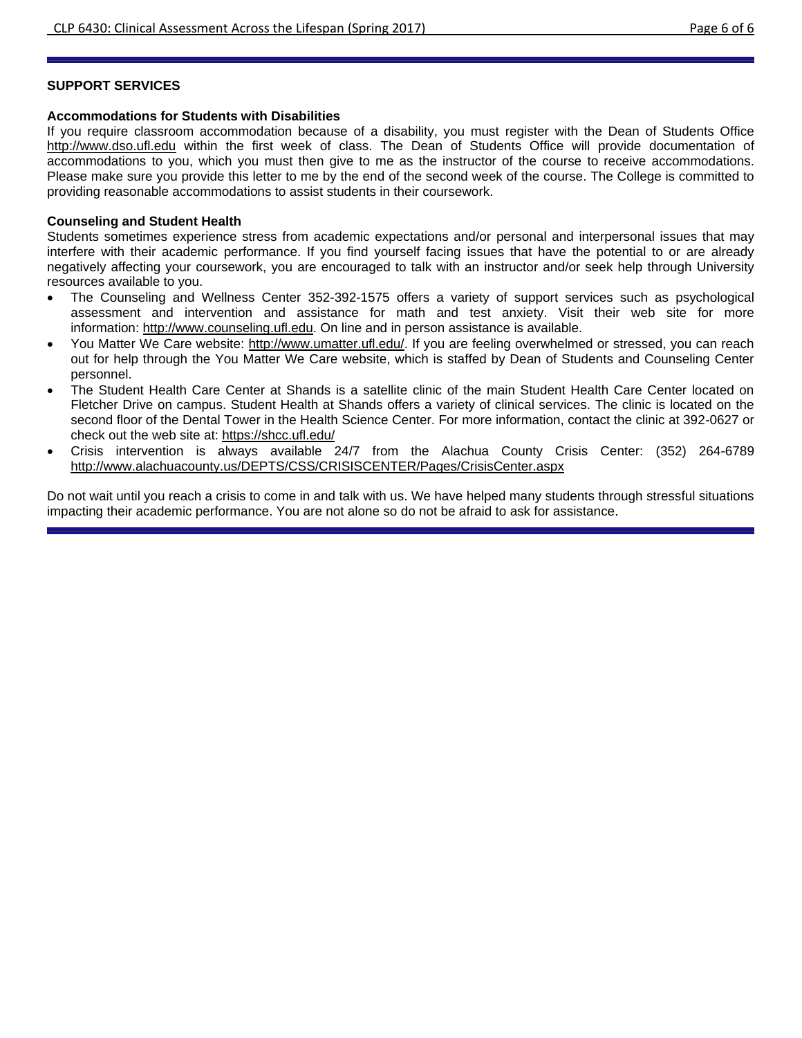## SUPPORT SERVICES

### Accommodations for Students with Disabilities

If you require classroom accommodation because of a disability, you must register with the Dean of Students Office http://www.dso.ufl.edu within the first week of class. The Dean of Students Office will provide documentation of accommodations to you, which you must then give to me as the instructor of the course to receive accommodations. Please make sure you provide this letter to me by the end of the second week of the course. The College is committed to providing reasonable accommodations to assist students in their coursework.

### Counseling and Student Health

Students sometimes experience stress from academic expectations and/or personal and interpersonal issues that may interfere with their academic performance. If you find yourself facing issues that have the potential to or are already negatively affecting your coursework, you are encouraged to talk with an instructor and/or seek help through University resources available to you.

- The Counseling and Wellness Center 352-392-1575 offers a variety of support services such as psychological assessment and intervention and assistance for math and test anxiety. Visit their web site for more information: http://www.counseling.ufl.edu. On line and in person assistance is available.
- You Matter We Care website: http://www.umatter.ufl.edu/. If you are feeling overwhelmed or stressed, you can reach out for help through the You Matter We Care website, which is staffed by Dean of Students and Counseling Center personnel.
- The Student Health Care Center at Shands is a satellite clinic of the main Student Health Care Center located on Fletcher Drive on campus. Student Health at Shands offers a variety of clinical services. The clinic is located on the second floor of the Dental Tower in the Health Science Center. For more information, contact the clinic at 392-0627 or check out the web site at: https://shcc.ufl.edu/
- Crisis intervention is always available 24/7 from the Alachua County Crisis Center: (352) 264-6789 http://www.alachuacounty.us/DEPTS/CSS/CRISISCENTER/Pages/CrisisCenter.aspx

Do not wait until you reach a crisis to come in and talk with us. We have helped many students through stressful situations impacting their academic performance. You are not alone so do not be afraid to ask for assistance.